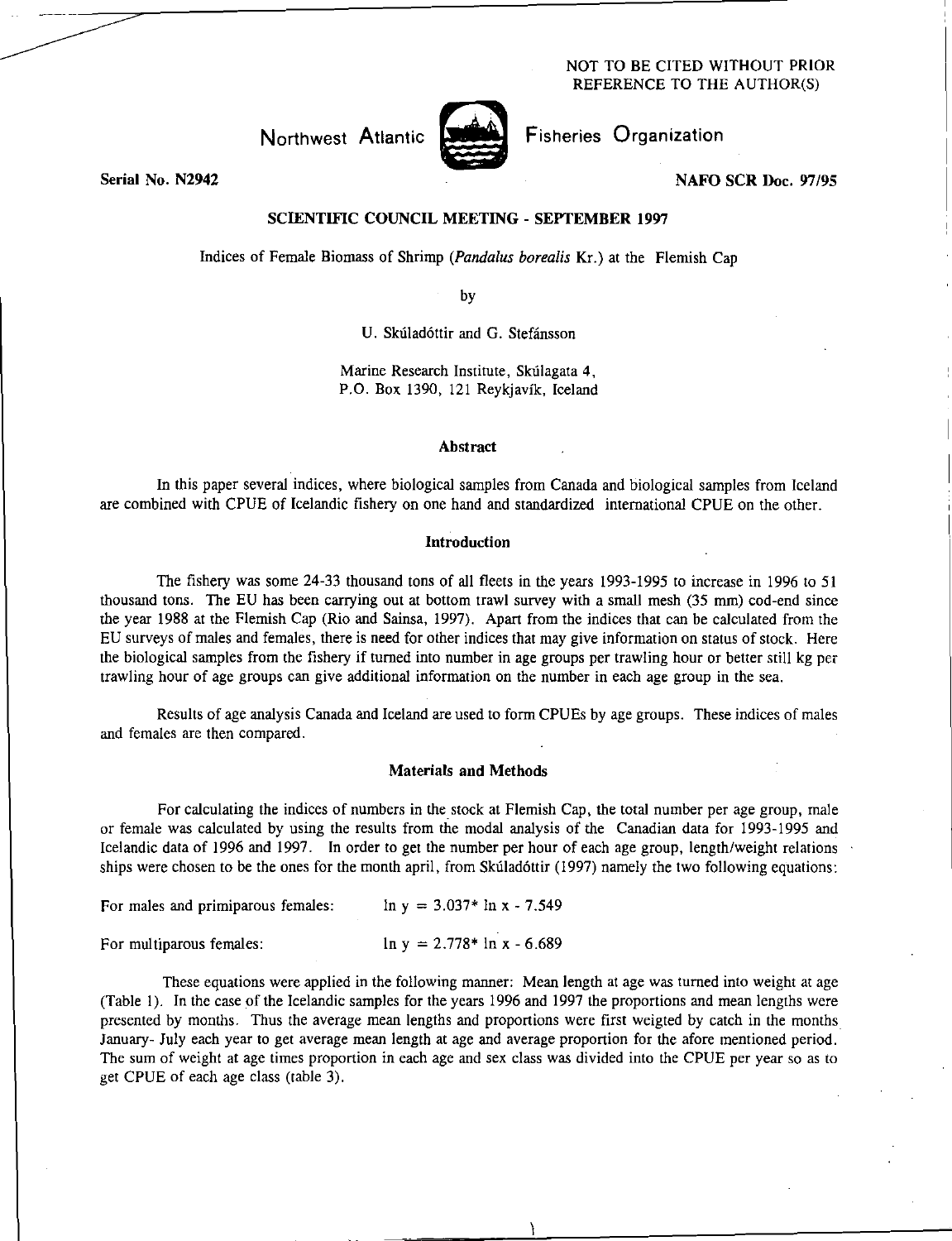NOT TO BE CITED WITHOUT PRIOR REFERENCE TO THE AUTHOR(S)

Northwest Atlantic Fisheries Organization

Serial No. N2942

NAFO SCR Doc. 97/95

## SCIENTIFIC COUNCIL MEETING - SEPTEMBER 1997

# Indices of Female Biomass of Shrimp (*Pandalus borealis* Kr.) at the Flemish Cap

by

U. Skúladóttir and G. Stefánsson

Marine Research Institute, Skúlagata 4,
P.O. Box 1390, 121 Reykjavík, Iceland

### Abstract

In this paper several indices, where biological samples from Canada and biological samples from Iceland are combined with CPUE of Icelandic fishery on one hand and standardized international CPUE on the other.

### Introduction

The fishery was some 24-33 thousand tons of all fleets in the years 1993-1995 to increase in 1996 to 51 thousand tons. The EU has been carrying out at bottom trawl survey with a small mesh (35 mm) cod-end since the year 1988 at the Flemish Cap (Rio and Sainsa, 1997). Apart from the indices that can be calculated from the EU surveys of males and females, there is need for other indices that may give information on status of stock. Here the biological samples from the fishery if turned into number in age groups per trawling hour or better still kg per trawling hour of age groups can give additional information on the number in each age group in the sea.

Results of age analysis Canada and Iceland are used to form CPUEs by age groups. These indices of males and females are then compared.

### Materials and Methods

For calculating the indices of numbers in the stock at Flemish Cap, the total number per age group, male or female was calculated by using the results from the modal analysis of the Canadian data for 1993-1995 and Icelandic data of 1996 and 1997. In order to get the number per hour of each age group, length/weight relations ships were chosen to be the ones for the month april, from Skúladóttir (1997) namely the two following equations:

For males and primiparous females: $\ln y = 3.037 * \ln x - 7.549$

For multiparous females: $\ln y = 2.778 * \ln x - 6.689$

These equations were applied in the following manner: Mean length at age was turned into weight at age (Table 1). In the case of the Icelandic samples for the years 1996 and 1997 the proportions and mean lengths were presented by months. Thus the average mean lengths and proportions were first weigted by catch in the months January- July each year to get average mean length at age and average proportion for the afore mentioned period. The sum of weight at age times proportion in each age and sex class was divided into the CPUE per year so as to get CPUE of each age class (table 3).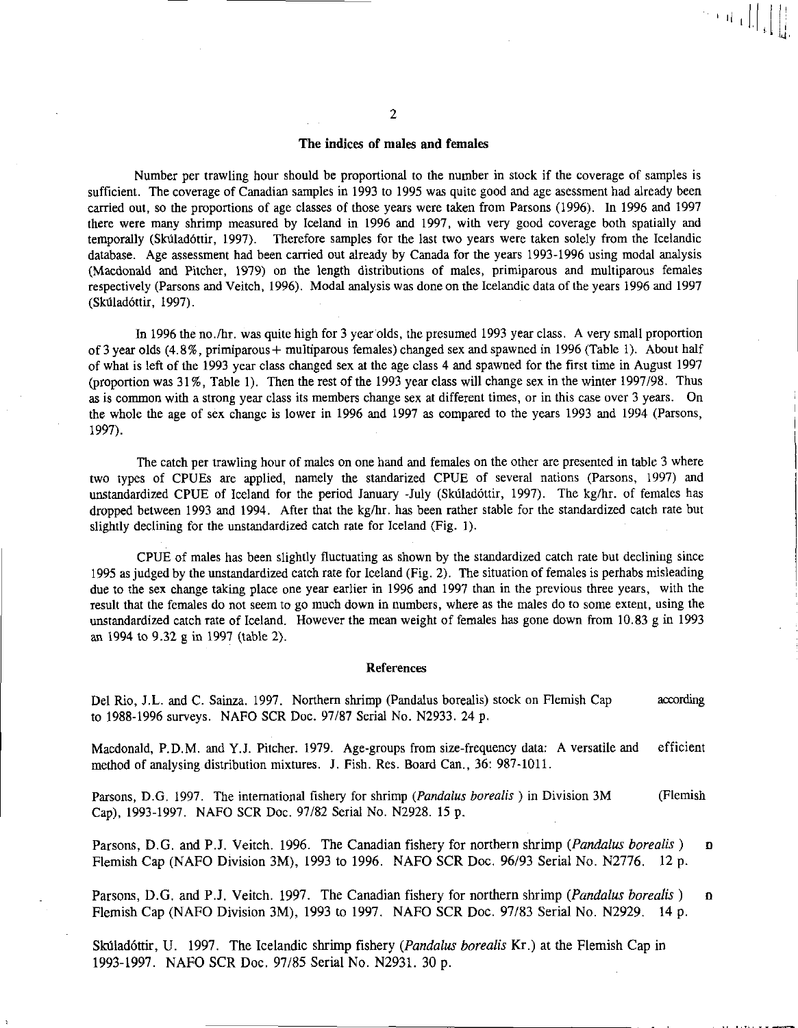### The indices of males and females

Number per trawling hour should be proportional to the number in stock if the coverage of samples is sufficient. The coverage of Canadian samples in 1993 to 1995 was quite good and age asessment had already been carried out, so the proportions of age classes of those years were taken from Parsons (1996). In 1996 and 1997 there were many shrimp measured by Iceland in 1996 and 1997, with very good coverage both spatially and temporally (Skúladóttir, 1997). Therefore samples for the last two years were taken solely from the Icelandic database. Age assessment had been carried out already by Canada for the years 1993-1996 using modal analysis (Macdonald and Pitcher, 1979) on the length distributions of males, primiparous and multiparous females respectively (Parsons and Veitch, 1996). Modal analysis was done on the Icelandic data of the years 1996 and 1997 (Skúladóttir, 1997).

In 1996 the no./hr. was quite high for 3 year olds, the presumed 1993 year class. A very small proportion of 3 year olds (4.8%, primiparous+ multiparous females) changed sex and spawned in 1996 (Table 1). About half of what is left of the 1993 year class changed sex at the age class 4 and spawned for the first time in August 1997 (proportion was 31%, Table 1). Then the rest of the 1993 year class will change sex in the winter 1997/98. Thus as is common with a strong year class its members change sex at different times, or in this case over 3 years. On the whole the age of sex change is lower in 1996 and 1997 as compared to the years 1993 and 1994 (Parsons, 1997).

The catch per trawling hour of males on one hand and females on the other are presented in table 3 where two types of CPUEs are applied, namely the standarized CPUE of several nations (Parsons, 1997) and unstandardized CPUE of Iceland for the period January -July (Skúladóttir, 1997). The kg/hr. of females has dropped between 1993 and 1994. After that the kg/hr. has been rather stable for the standardized catch rate but slightly declining for the unstandardized catch rate for Iceland (Fig. 1).

CPUE of males has been slightly fluctuating as shown by the standardized catch rate but declining since 1995 as judged by the unstandardized catch rate for Iceland (Fig. 2). The situation of females is perhaps misleading due to the sex change taking place one year earlier in 1996 and 1997 than in the previous three years, with the result that the females do not seem to go much down in numbers, where as the males do to some extent, using the unstandardized catch rate of Iceland. However the mean weight of females has gone down from 10.83 g in 1993 an 1994 to 9.32 g in 1997 (table 2).

### References

Del Rio, J.L. and C. Sainza. 1997. Northern shrimp (Pandalus borealis) stock on Flemish Cap according to 1988-1996 surveys. NAFO SCR Doc. 97/87 Serial No. N2933. 24 p.

Macdonald, P.D.M. and Y.J. Pitcher. 1979. Age-groups from size-frequency data: A versatile and efficient method of analysing distribution mixtures. J. Fish. Res. Board Can., 36: 987-1011.

Parsons, D.G. 1997. The international fishery for shrimp (*Pandalus borealis* ) in Division 3M (Flemish Cap), 1993-1997. NAFO SCR Doc. 97/82 Serial No. N2928. 15 p.

Parsons, D.G. and P.J. Veitch. 1996. The Canadian fishery for northern shrimp (*Pandalus borealis* ) on Flemish Cap (NAFO Division 3M), 1993 to 1996. NAFO SCR Doc. 96/93 Serial No. N2776. 12 p.

Parsons, D.G. and P.J. Veitch. 1997. The Canadian fishery for northern shrimp (*Pandalus borealis* ) on Flemish Cap (NAFO Division 3M), 1993 to 1997. NAFO SCR Doc. 97/83 Serial No. N2929. 14 p.

Skúladóttir, U. 1997. The Icelandic shrimp fishery (*Pandalus borealis* Kr.) at the Flemish Cap in 1993-1997. NAFO SCR Doc. 97/85 Serial No. N2931. 30 p.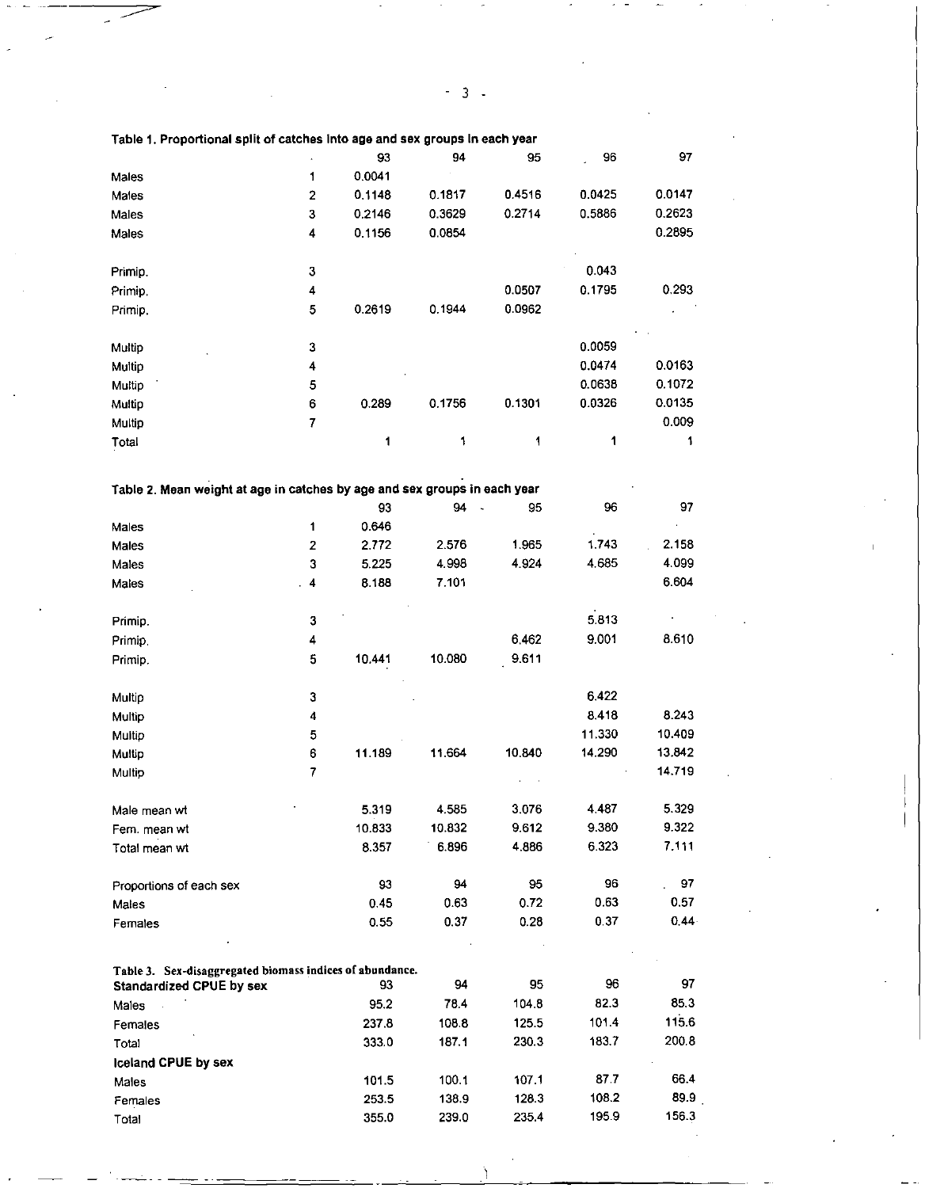**Table 1. Proportional split of catches into age and sex groups in each year**

| | | 93 | 94 | 95 | 96 | 97 |
|---|---|---|---|---|---|---|
| Males | 1 | 0.0041 | | | | |
| Males | 2 | 0.1148 | 0.1817 | 0.4516 | 0.0425 | 0.0147 |
| Males | 3 | 0.2146 | 0.3629 | 0.2714 | 0.5886 | 0.2623 |
| Males | 4 | 0.1156 | 0.0854 | | | 0.2895 |
| | | | | | | |
| Primip. | 3 | | | | 0.043 | |
| Primip. | 4 | | | 0.0507 | 0.1795 | 0.293 |
| Primip. | 5 | 0.2619 | 0.1944 | 0.0962 | | |
| | | | | | | |
| Multip | 3 | | | | 0.0059 | |
| Multip | 4 | | | | 0.0474 | 0.0163 |
| Multip | 5 | | | | 0.0638 | 0.1072 |
| Multip | 6 | 0.289 | 0.1756 | 0.1301 | 0.0326 | 0.0135 |
| Multip | 7 | | | | | 0.009 |
| Total | | 1 | 1 | 1 | 1 | 1 |

**Table 2. Mean weight at age in catches by age and sex groups in each year**

| | | 93 | 94 | 95 | 96 | 97 |
|---|---|---|---|---|---|---|
| Males | 1 | 0.646 | | | | |
| Males | 2 | 2.772 | 2.576 | 1.965 | 1.743 | 2.158 |
| Males | 3 | 5.225 | 4.998 | 4.924 | 4.685 | 4.099 |
| Males | 4 | 8.188 | 7.101 | | | 6.604 |
| | | | | | | |
| Primip. | 3 | | | | 5.813 | |
| Primip. | 4 | | | 6.462 | 9.001 | 8.610 |
| Primip. | 5 | 10.441 | 10.080 | 9.611 | | |
| | | | | | | |
| Multip | 3 | | | | 6.422 | |
| Multip | 4 | | | | 8.418 | 8.243 |
| Multip | 5 | | | | 11.330 | 10.409 |
| Multip | 6 | 11.189 | 11.664 | 10.840 | 14.290 | 13.842 |
| Multip | 7 | | | | | 14.719 |
| | | | | | | |
| Male mean wt | | 5.319 | 4.585 | 3.076 | 4.487 | 5.329 |
| Fem. mean wt | | 10.833 | 10.832 | 9.612 | 9.380 | 9.322 |
| Total mean wt | | 8.357 | 6.896 | 4.886 | 6.323 | 7.111 |

| Proportions of each sex | 93 | 94 | 95 | 96 | 97 |
|---|---|---|---|---|---|
| Males | 0.45 | 0.63 | 0.72 | 0.63 | 0.57 |
| Females | 0.55 | 0.37 | 0.28 | 0.37 | 0.44 |

**Table 3. Sex-disaggregated biomass indices of abundance.**

| Standardized CPUE by sex | 93 | 94 | 95 | 96 | 97 |
|---|---|---|---|---|---|
| Males | 95.2 | 78.4 | 104.8 | 82.3 | 85.3 |
| Females | 237.8 | 108.8 | 125.5 | 101.4 | 115.6 |
| Total | 333.0 | 187.1 | 230.3 | 183.7 | 200.8 |
| **Iceland CPUE by sex** | | | | | |
| Males | 101.5 | 100.1 | 107.1 | 87.7 | 66.4 |
| Females | 253.5 | 138.9 | 128.3 | 108.2 | 89.9 |
| Total | 355.0 | 239.0 | 235.4 | 195.9 | 156.3 |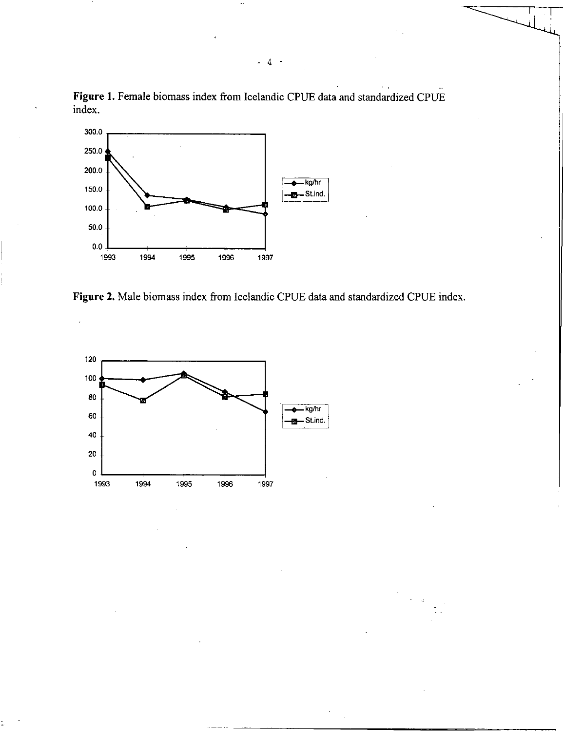**Figure 1.** Female biomass index from Icelandic CPUE data and standardized CPUE index.

300.0
250.0
200.0
150.0
100.0
50.0
0.0
1993
1994
1995
1996
1997
kg/hr
St.Ind.

**Figure 2.** Male biomass index from Icelandic CPUE data and standardized CPUE index.

120
100
80
60
40
20
0
1993
1994
1995
1996
1997
kg/hr
St.Ind.